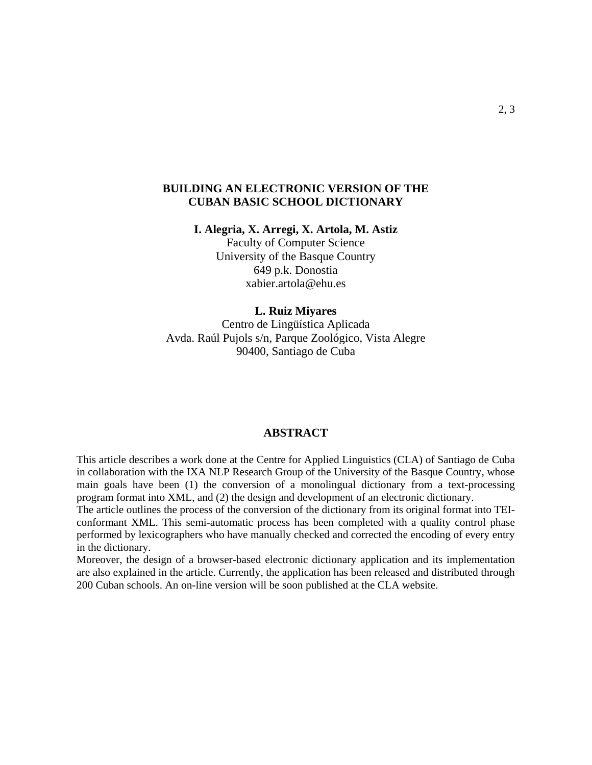# BUILDING AN ELECTRONIC VERSION OF THE CUBAN BASIC SCHOOL DICTIONARY

**I. Alegria, X. Arregi, X. Artola, M. Astiz**
Faculty of Computer Science
University of the Basque Country
649 p.k. Donostia
xabier.artola@ehu.es

**L. Ruiz Miyares**
Centro de Lingüística Aplicada
Avda. Raúl Pujols s/n, Parque Zoológico, Vista Alegre
90400, Santiago de Cuba

## ABSTRACT

This article describes a work done at the Centre for Applied Linguistics (CLA) of Santiago de Cuba in collaboration with the IXA NLP Research Group of the University of the Basque Country, whose main goals have been (1) the conversion of a monolingual dictionary from a text-processing program format into XML, and (2) the design and development of an electronic dictionary.

The article outlines the process of the conversion of the dictionary from its original format into TEI-conformant XML. This semi-automatic process has been completed with a quality control phase performed by lexicographers who have manually checked and corrected the encoding of every entry in the dictionary.

Moreover, the design of a browser-based electronic dictionary application and its implementation are also explained in the article. Currently, the application has been released and distributed through 200 Cuban schools. An on-line version will be soon published at the CLA website.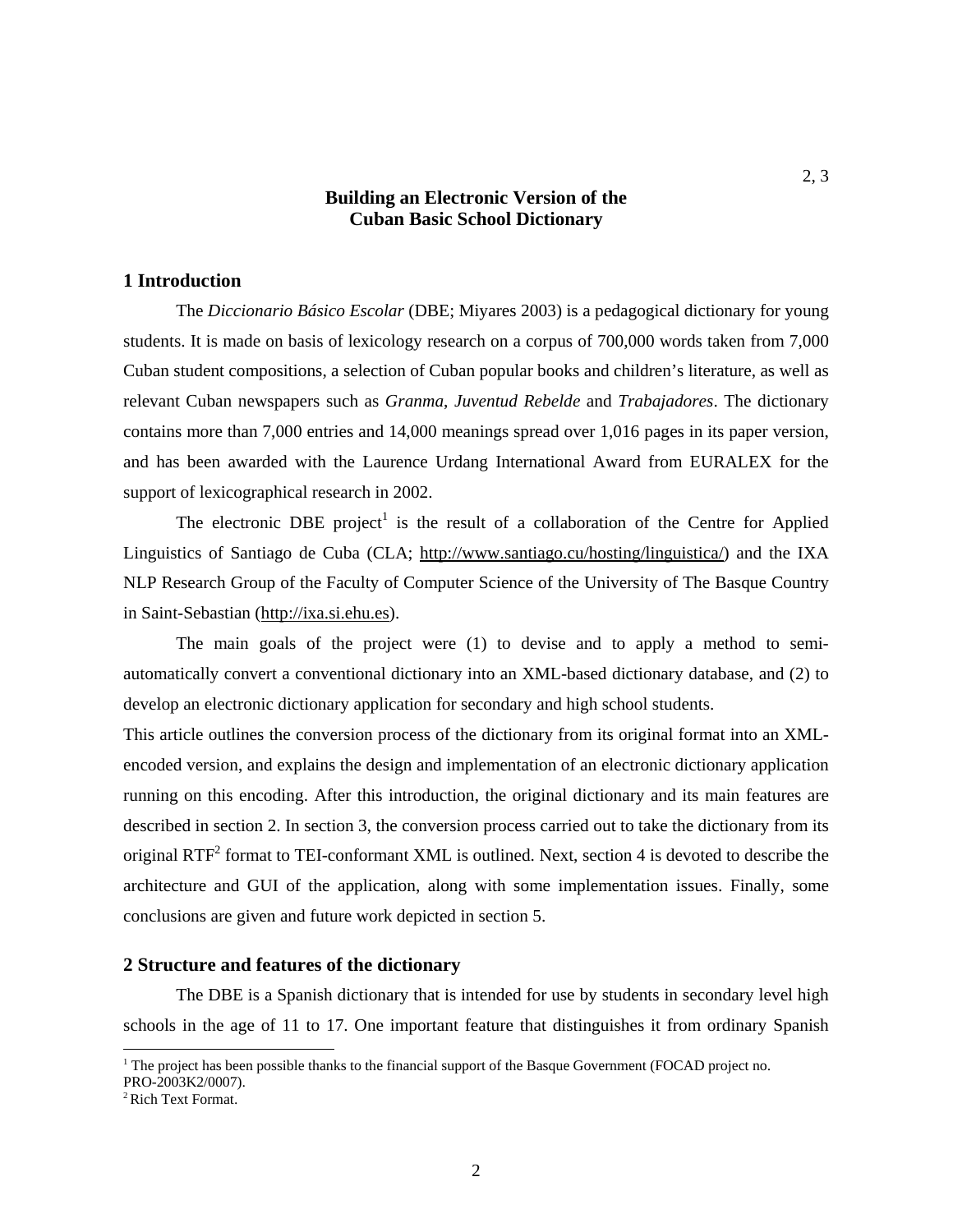# Building an Electronic Version of the Cuban Basic School Dictionary

## 1 Introduction

The *Diccionario Básico Escolar* (DBE; Miyares 2003) is a pedagogical dictionary for young students. It is made on basis of lexicology research on a corpus of 700,000 words taken from 7,000 Cuban student compositions, a selection of Cuban popular books and children's literature, as well as relevant Cuban newspapers such as *Granma*, *Juventud Rebelde* and *Trabajadores*. The dictionary contains more than 7,000 entries and 14,000 meanings spread over 1,016 pages in its paper version, and has been awarded with the Laurence Urdang International Award from EURALEX for the support of lexicographical research in 2002.

The electronic DBE project[1] is the result of a collaboration of the Centre for Applied Linguistics of Santiago de Cuba (CLA; http://www.santiago.cu/hosting/linguistica/) and the IXA NLP Research Group of the Faculty of Computer Science of the University of The Basque Country in Saint-Sebastian (http://ixa.si.ehu.es).

The main goals of the project were (1) to devise and to apply a method to semi-automatically convert a conventional dictionary into an XML-based dictionary database, and (2) to develop an electronic dictionary application for secondary and high school students.

This article outlines the conversion process of the dictionary from its original format into an XML-encoded version, and explains the design and implementation of an electronic dictionary application running on this encoding. After this introduction, the original dictionary and its main features are described in section 2. In section 3, the conversion process carried out to take the dictionary from its original RTF[2] format to TEI-conformant XML is outlined. Next, section 4 is devoted to describe the architecture and GUI of the application, along with some implementation issues. Finally, some conclusions are given and future work depicted in section 5.

## 2 Structure and features of the dictionary

The DBE is a Spanish dictionary that is intended for use by students in secondary level high schools in the age of 11 to 17. One important feature that distinguishes it from ordinary Spanish

---

[1] The project has been possible thanks to the financial support of the Basque Government (FOCAD project no. PRO-2003K2/0007).

[2] Rich Text Format.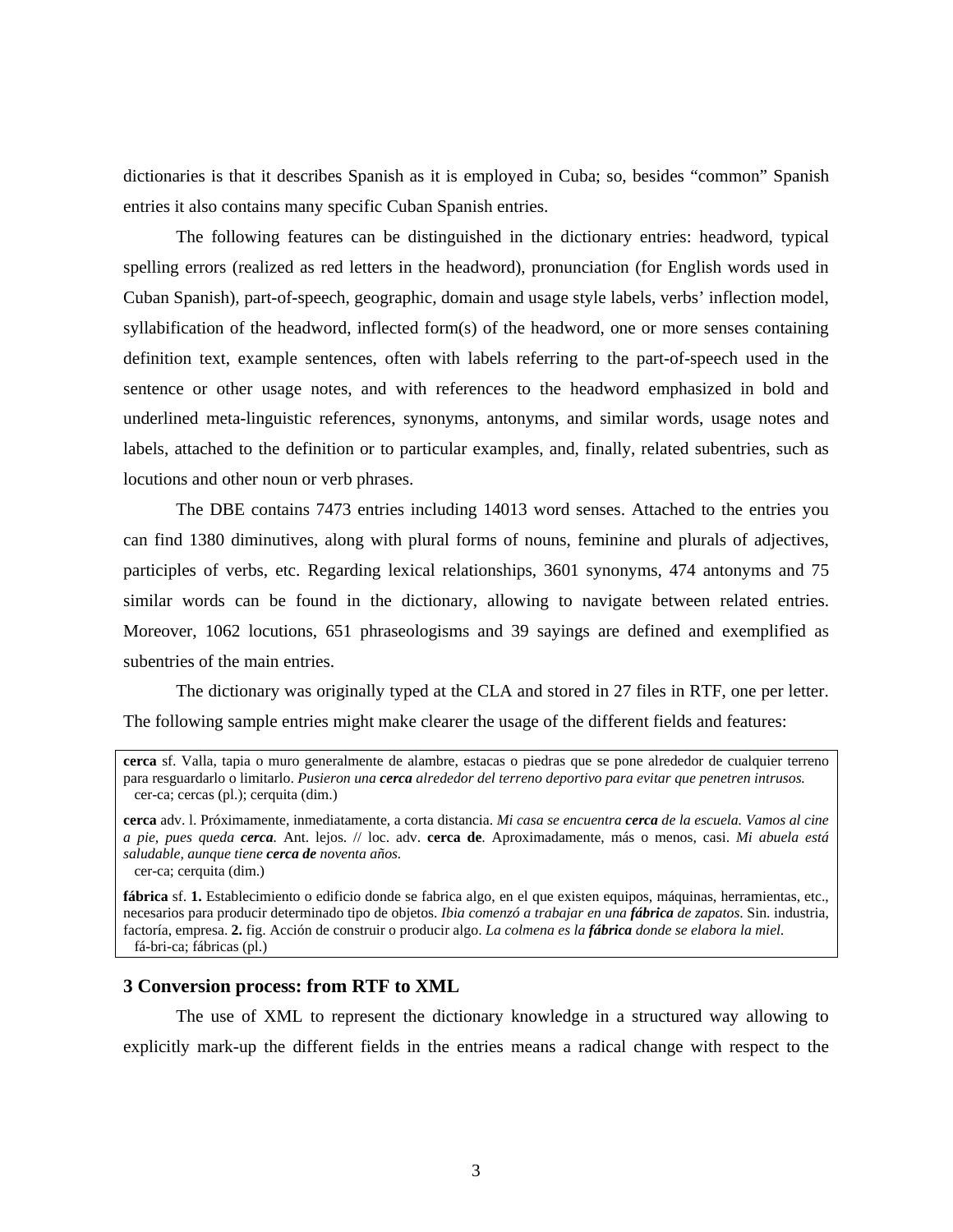dictionaries is that it describes Spanish as it is employed in Cuba; so, besides "common" Spanish entries it also contains many specific Cuban Spanish entries.

The following features can be distinguished in the dictionary entries: headword, typical spelling errors (realized as red letters in the headword), pronunciation (for English words used in Cuban Spanish), part-of-speech, geographic, domain and usage style labels, verbs' inflection model, syllabification of the headword, inflected form(s) of the headword, one or more senses containing definition text, example sentences, often with labels referring to the part-of-speech used in the sentence or other usage notes, and with references to the headword emphasized in bold and underlined meta-linguistic references, synonyms, antonyms, and similar words, usage notes and labels, attached to the definition or to particular examples, and, finally, related subentries, such as locutions and other noun or verb phrases.

The DBE contains 7473 entries including 14013 word senses. Attached to the entries you can find 1380 diminutives, along with plural forms of nouns, feminine and plurals of adjectives, participles of verbs, etc. Regarding lexical relationships, 3601 synonyms, 474 antonyms and 75 similar words can be found in the dictionary, allowing to navigate between related entries. Moreover, 1062 locutions, 651 phraseologisms and 39 sayings are defined and exemplified as subentries of the main entries.

The dictionary was originally typed at the CLA and stored in 27 files in RTF, one per letter. The following sample entries might make clearer the usage of the different fields and features:

> **cerca** sf. Valla, tapia o muro generalmente de alambre, estacas o piedras que se pone alrededor de cualquier terreno para resguardarlo o limitarlo. *Pusieron una* ***cerca*** *alrededor del terreno deportivo para evitar que penetren intrusos.*
> cer-ca; cercas (pl.); cerquita (dim.)
>
> **cerca** adv. l. Próximamente, inmediatamente, a corta distancia. *Mi casa se encuentra* ***cerca*** *de la escuela. Vamos al cine a pie, pues queda* ***cerca****.* Ant. lejos. // loc. adv. **cerca de**. Aproximadamente, más o menos, casi. *Mi abuela está saludable, aunque tiene* ***cerca de*** *noventa años.*
> cer-ca; cerquita (dim.)
>
> **fábrica** sf. **1.** Establecimiento o edificio donde se fabrica algo, en el que existen equipos, máquinas, herramientas, etc., necesarios para producir determinado tipo de objetos. *Ibia comenzó a trabajar en una* ***fábrica*** *de zapatos.* Sin. industria, factoría, empresa. **2.** fig. Acción de construir o producir algo. *La colmena es la* ***fábrica*** *donde se elabora la miel.*
> fá-bri-ca; fábricas (pl.)

## 3 Conversion process: from RTF to XML

The use of XML to represent the dictionary knowledge in a structured way allowing to explicitly mark-up the different fields in the entries means a radical change with respect to the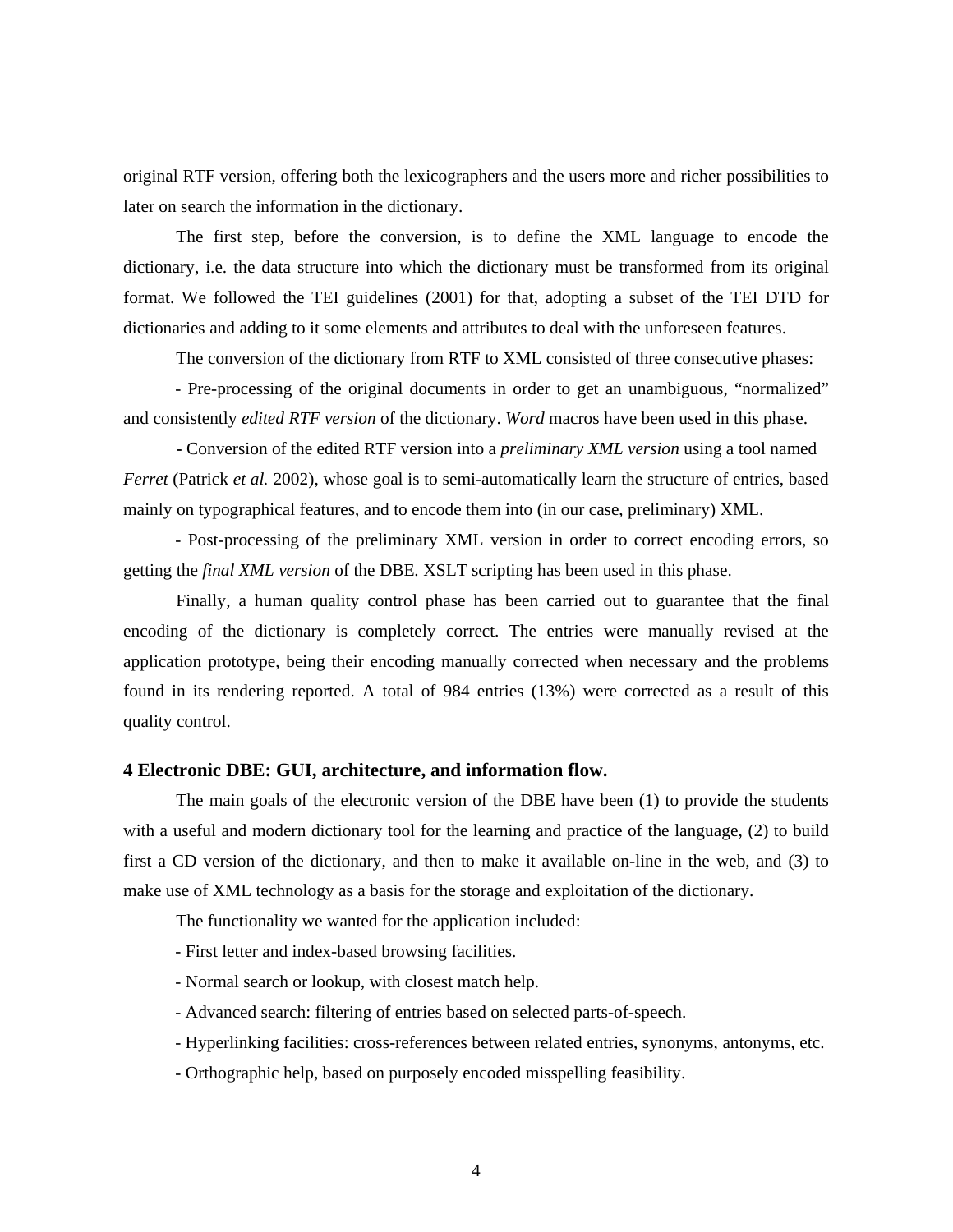original RTF version, offering both the lexicographers and the users more and richer possibilities to later on search the information in the dictionary.

The first step, before the conversion, is to define the XML language to encode the dictionary, i.e. the data structure into which the dictionary must be transformed from its original format. We followed the TEI guidelines (2001) for that, adopting a subset of the TEI DTD for dictionaries and adding to it some elements and attributes to deal with the unforeseen features.

The conversion of the dictionary from RTF to XML consisted of three consecutive phases:

- Pre-processing of the original documents in order to get an unambiguous, "normalized" and consistently *edited RTF version* of the dictionary. *Word* macros have been used in this phase.

- Conversion of the edited RTF version into a *preliminary XML version* using a tool named *Ferret* (Patrick *et al.* 2002), whose goal is to semi-automatically learn the structure of entries, based mainly on typographical features, and to encode them into (in our case, preliminary) XML.

- Post-processing of the preliminary XML version in order to correct encoding errors, so getting the *final XML version* of the DBE. XSLT scripting has been used in this phase.

Finally, a human quality control phase has been carried out to guarantee that the final encoding of the dictionary is completely correct. The entries were manually revised at the application prototype, being their encoding manually corrected when necessary and the problems found in its rendering reported. A total of 984 entries (13%) were corrected as a result of this quality control.

## 4 Electronic DBE: GUI, architecture, and information flow.

The main goals of the electronic version of the DBE have been (1) to provide the students with a useful and modern dictionary tool for the learning and practice of the language, (2) to build first a CD version of the dictionary, and then to make it available on-line in the web, and (3) to make use of XML technology as a basis for the storage and exploitation of the dictionary.

The functionality we wanted for the application included:

- First letter and index-based browsing facilities.
- Normal search or lookup, with closest match help.
- Advanced search: filtering of entries based on selected parts-of-speech.
- Hyperlinking facilities: cross-references between related entries, synonyms, antonyms, etc.
- Orthographic help, based on purposely encoded misspelling feasibility.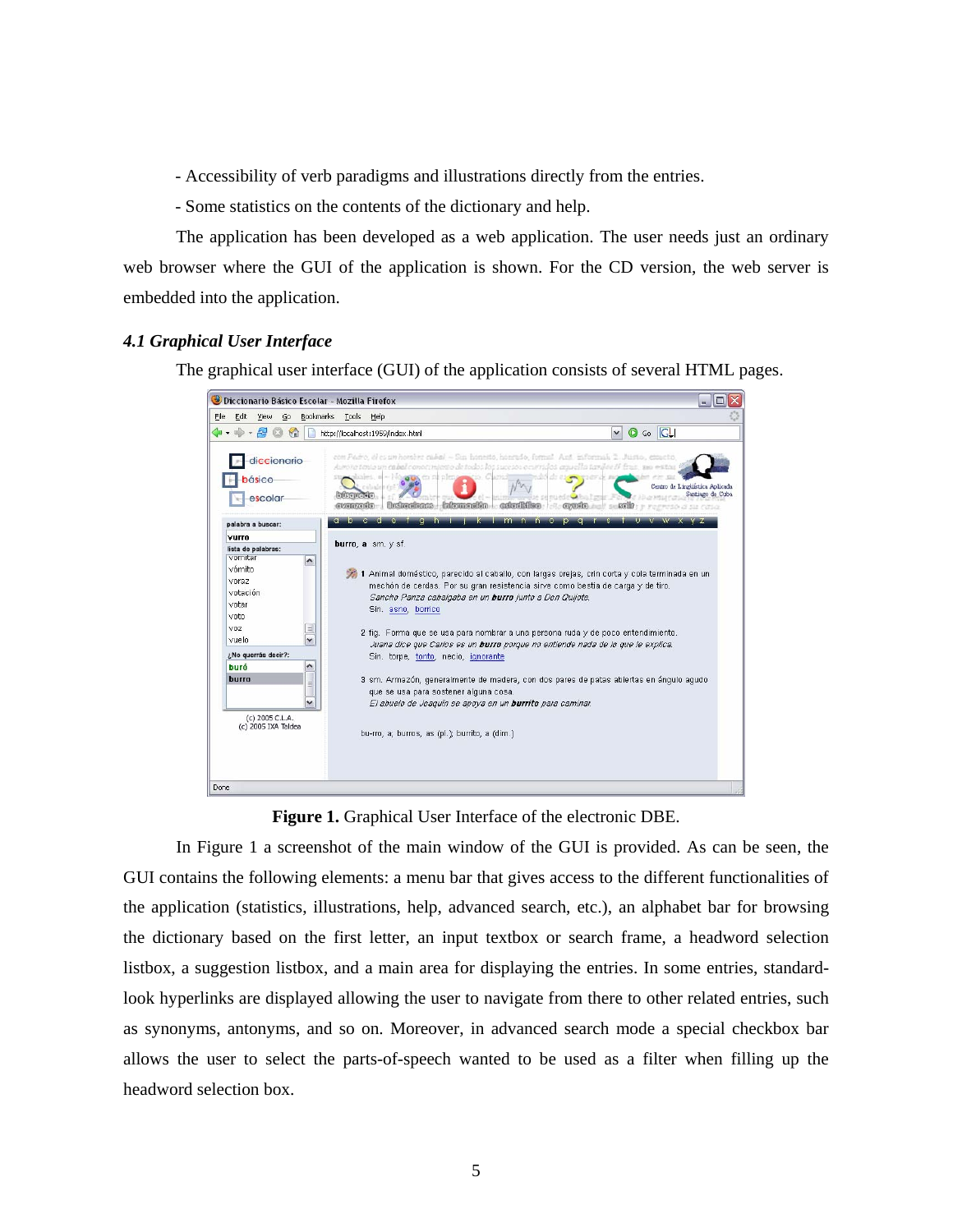- Accessibility of verb paradigms and illustrations directly from the entries.

- Some statistics on the contents of the dictionary and help.

The application has been developed as a web application. The user needs just an ordinary web browser where the GUI of the application is shown. For the CD version, the web server is embedded into the application.

### *4.1 Graphical User Interface*

The graphical user interface (GUI) of the application consists of several HTML pages.

**Figure 1.** Graphical User Interface of the electronic DBE.

In Figure 1 a screenshot of the main window of the GUI is provided. As can be seen, the GUI contains the following elements: a menu bar that gives access to the different functionalities of the application (statistics, illustrations, help, advanced search, etc.), an alphabet bar for browsing the dictionary based on the first letter, an input textbox or search frame, a headword selection listbox, a suggestion listbox, and a main area for displaying the entries. In some entries, standard-look hyperlinks are displayed allowing the user to navigate from there to other related entries, such as synonyms, antonyms, and so on. Moreover, in advanced search mode a special checkbox bar allows the user to select the parts-of-speech wanted to be used as a filter when filling up the headword selection box.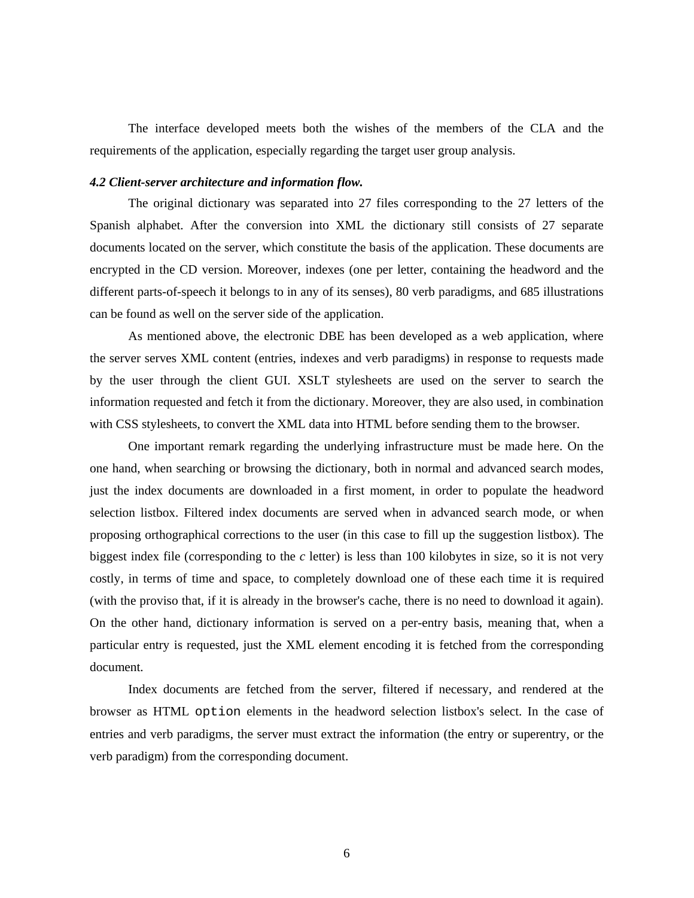The interface developed meets both the wishes of the members of the CLA and the requirements of the application, especially regarding the target user group analysis.

***4.2 Client-server architecture and information flow.***

The original dictionary was separated into 27 files corresponding to the 27 letters of the Spanish alphabet. After the conversion into XML the dictionary still consists of 27 separate documents located on the server, which constitute the basis of the application. These documents are encrypted in the CD version. Moreover, indexes (one per letter, containing the headword and the different parts-of-speech it belongs to in any of its senses), 80 verb paradigms, and 685 illustrations can be found as well on the server side of the application.

As mentioned above, the electronic DBE has been developed as a web application, where the server serves XML content (entries, indexes and verb paradigms) in response to requests made by the user through the client GUI. XSLT stylesheets are used on the server to search the information requested and fetch it from the dictionary. Moreover, they are also used, in combination with CSS stylesheets, to convert the XML data into HTML before sending them to the browser.

One important remark regarding the underlying infrastructure must be made here. On the one hand, when searching or browsing the dictionary, both in normal and advanced search modes, just the index documents are downloaded in a first moment, in order to populate the headword selection listbox. Filtered index documents are served when in advanced search mode, or when proposing orthographical corrections to the user (in this case to fill up the suggestion listbox). The biggest index file (corresponding to the *c* letter) is less than 100 kilobytes in size, so it is not very costly, in terms of time and space, to completely download one of these each time it is required (with the proviso that, if it is already in the browser's cache, there is no need to download it again). On the other hand, dictionary information is served on a per-entry basis, meaning that, when a particular entry is requested, just the XML element encoding it is fetched from the corresponding document.

Index documents are fetched from the server, filtered if necessary, and rendered at the browser as HTML `option` elements in the headword selection listbox's select. In the case of entries and verb paradigms, the server must extract the information (the entry or superentry, or the verb paradigm) from the corresponding document.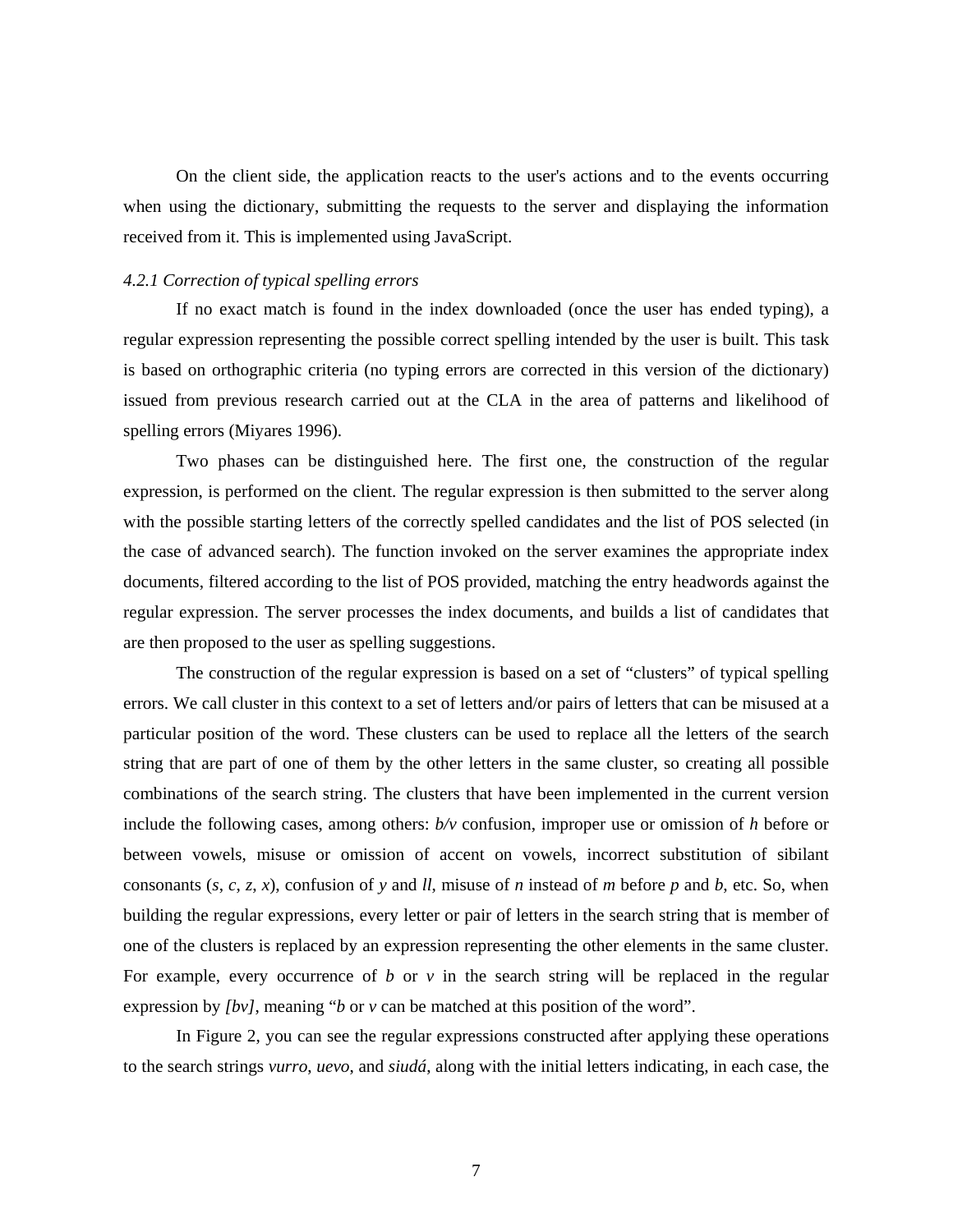On the client side, the application reacts to the user's actions and to the events occurring when using the dictionary, submitting the requests to the server and displaying the information received from it. This is implemented using JavaScript.

### *4.2.1 Correction of typical spelling errors*

If no exact match is found in the index downloaded (once the user has ended typing), a regular expression representing the possible correct spelling intended by the user is built. This task is based on orthographic criteria (no typing errors are corrected in this version of the dictionary) issued from previous research carried out at the CLA in the area of patterns and likelihood of spelling errors (Miyares 1996).

Two phases can be distinguished here. The first one, the construction of the regular expression, is performed on the client. The regular expression is then submitted to the server along with the possible starting letters of the correctly spelled candidates and the list of POS selected (in the case of advanced search). The function invoked on the server examines the appropriate index documents, filtered according to the list of POS provided, matching the entry headwords against the regular expression. The server processes the index documents, and builds a list of candidates that are then proposed to the user as spelling suggestions.

The construction of the regular expression is based on a set of "clusters" of typical spelling errors. We call cluster in this context to a set of letters and/or pairs of letters that can be misused at a particular position of the word. These clusters can be used to replace all the letters of the search string that are part of one of them by the other letters in the same cluster, so creating all possible combinations of the search string. The clusters that have been implemented in the current version include the following cases, among others: *b/v* confusion, improper use or omission of *h* before or between vowels, misuse or omission of accent on vowels, incorrect substitution of sibilant consonants (*s*, *c*, *z*, *x*), confusion of *y* and *ll*, misuse of *n* instead of *m* before *p* and *b*, etc. So, when building the regular expressions, every letter or pair of letters in the search string that is member of one of the clusters is replaced by an expression representing the other elements in the same cluster. For example, every occurrence of *b* or *v* in the search string will be replaced in the regular expression by *[bv]*, meaning "*b* or *v* can be matched at this position of the word".

In Figure 2, you can see the regular expressions constructed after applying these operations to the search strings *vurro*, *uevo*, and *siudá*, along with the initial letters indicating, in each case, the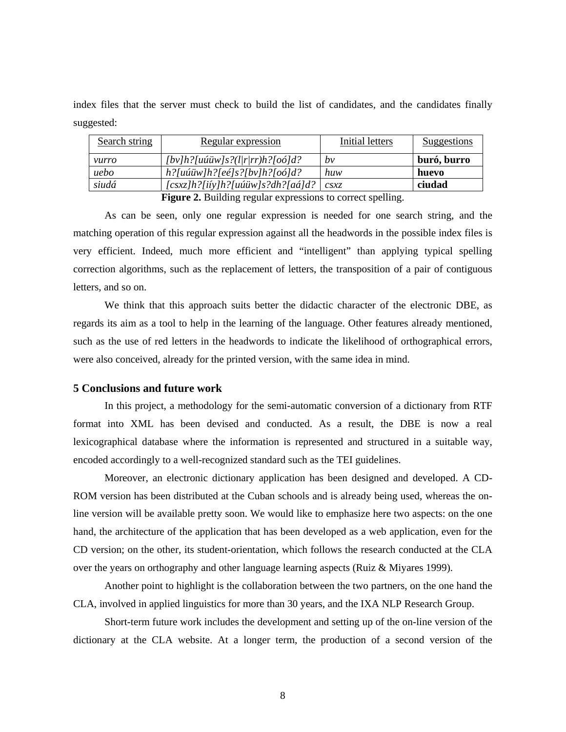index files that the server must check to build the list of candidates, and the candidates finally suggested:

| Search string | Regular expression | Initial letters | Suggestions |
|---|---|---|---|
| *vurro* | *[bv]h?[uúüw]s?(l\|r\|rr)h?[oó]d?* | *bv* | **buró, burro** |
| *uebo* | *h?[uúüw]h?[eé]s?[bv]h?[oó]d?* | *huw* | **huevo** |
| *siudá* | *[csxz]h?[iíy]h?[uúüw]s?dh?[aá]d?* | *csxz* | **ciudad** |

**Figure 2.** Building regular expressions to correct spelling.

As can be seen, only one regular expression is needed for one search string, and the matching operation of this regular expression against all the headwords in the possible index files is very efficient. Indeed, much more efficient and "intelligent" than applying typical spelling correction algorithms, such as the replacement of letters, the transposition of a pair of contiguous letters, and so on.

We think that this approach suits better the didactic character of the electronic DBE, as regards its aim as a tool to help in the learning of the language. Other features already mentioned, such as the use of red letters in the headwords to indicate the likelihood of orthographical errors, were also conceived, already for the printed version, with the same idea in mind.

### 5 Conclusions and future work

In this project, a methodology for the semi-automatic conversion of a dictionary from RTF format into XML has been devised and conducted. As a result, the DBE is now a real lexicographical database where the information is represented and structured in a suitable way, encoded accordingly to a well-recognized standard such as the TEI guidelines.

Moreover, an electronic dictionary application has been designed and developed. A CD-ROM version has been distributed at the Cuban schools and is already being used, whereas the on-line version will be available pretty soon. We would like to emphasize here two aspects: on the one hand, the architecture of the application that has been developed as a web application, even for the CD version; on the other, its student-orientation, which follows the research conducted at the CLA over the years on orthography and other language learning aspects (Ruiz & Miyares 1999).

Another point to highlight is the collaboration between the two partners, on the one hand the CLA, involved in applied linguistics for more than 30 years, and the IXA NLP Research Group.

Short-term future work includes the development and setting up of the on-line version of the dictionary at the CLA website. At a longer term, the production of a second version of the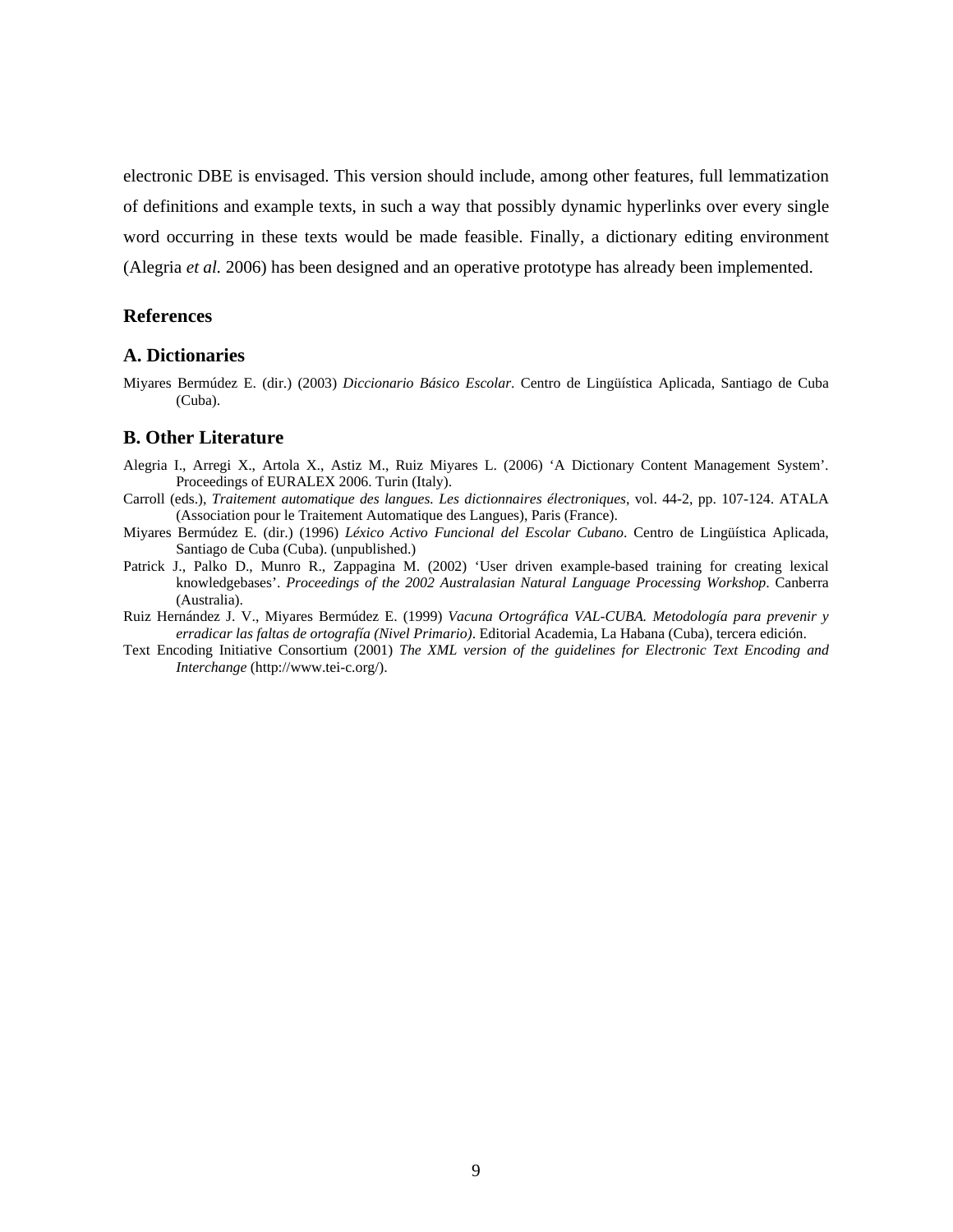electronic DBE is envisaged. This version should include, among other features, full lemmatization of definitions and example texts, in such a way that possibly dynamic hyperlinks over every single word occurring in these texts would be made feasible. Finally, a dictionary editing environment (Alegria *et al.* 2006) has been designed and an operative prototype has already been implemented.

## References

### A. Dictionaries

Miyares Bermúdez E. (dir.) (2003) *Diccionario Básico Escolar*. Centro de Lingüística Aplicada, Santiago de Cuba (Cuba).

### B. Other Literature

Alegria I., Arregi X., Artola X., Astiz M., Ruiz Miyares L. (2006) 'A Dictionary Content Management System'. Proceedings of EURALEX 2006. Turin (Italy).

Carroll (eds.), *Traitement automatique des langues. Les dictionnaires électroniques*, vol. 44-2, pp. 107-124. ATALA (Association pour le Traitement Automatique des Langues), Paris (France).

Miyares Bermúdez E. (dir.) (1996) *Léxico Activo Funcional del Escolar Cubano*. Centro de Lingüística Aplicada, Santiago de Cuba (Cuba). (unpublished.)

Patrick J., Palko D., Munro R., Zappagina M. (2002) 'User driven example-based training for creating lexical knowledgebases'. *Proceedings of the 2002 Australasian Natural Language Processing Workshop*. Canberra (Australia).

Ruiz Hernández J. V., Miyares Bermúdez E. (1999) *Vacuna Ortográfica VAL-CUBA. Metodología para prevenir y erradicar las faltas de ortografía (Nivel Primario)*. Editorial Academia, La Habana (Cuba), tercera edición.

Text Encoding Initiative Consortium (2001) *The XML version of the guidelines for Electronic Text Encoding and Interchange* (http://www.tei-c.org/).